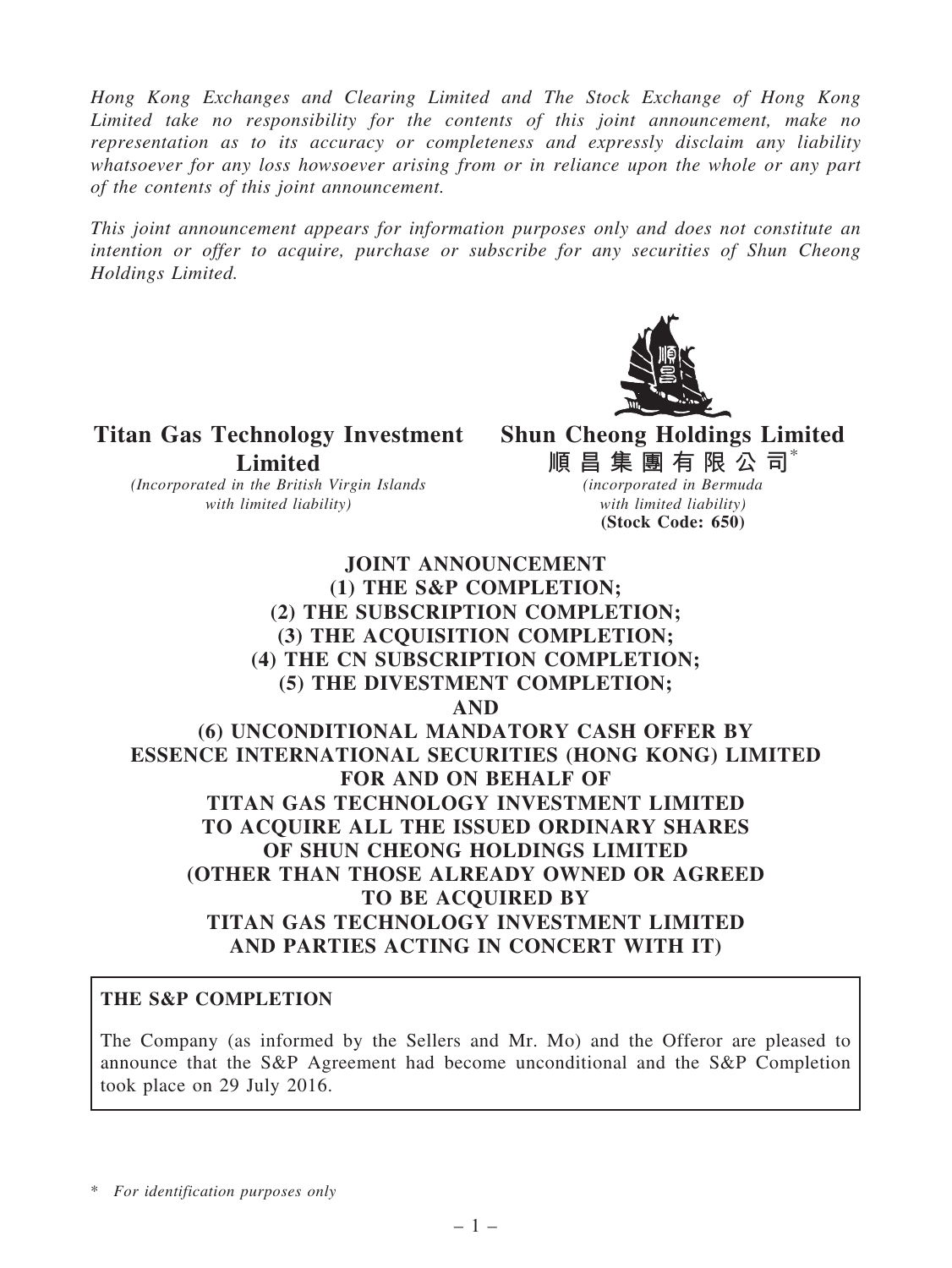*Hong Kong Exchanges and Clearing Limited and The Stock Exchange of Hong Kong Limited take no responsibility for the contents of this joint announcement, make no representation as to its accuracy or completeness and expressly disclaim any liability whatsoever for any loss howsoever arising from or in reliance upon the whole or any part of the contents of this joint announcement.*

*This joint announcement appears for information purposes only and does not constitute an intention or offer to acquire, purchase or subscribe for any securities of Shun Cheong Holdings Limited.*

**Titan Gas Technology Investment Limited**

*(Incorporated in the British Virgin Islands with limited liability)*

**Shun Cheong Holdings Limited**

**順昌集團有限公司***

*(incorporated in Bermuda with limited liability)*

**(Stock Code: 650)**

# JOINT ANNOUNCEMENT
# (1) THE S&P COMPLETION;
# (2) THE SUBSCRIPTION COMPLETION;
# (3) THE ACQUISITION COMPLETION;
# (4) THE CN SUBSCRIPTION COMPLETION;
# (5) THE DIVESTMENT COMPLETION;
# AND
# (6) UNCONDITIONAL MANDATORY CASH OFFER BY ESSENCE INTERNATIONAL SECURITIES (HONG KONG) LIMITED FOR AND ON BEHALF OF TITAN GAS TECHNOLOGY INVESTMENT LIMITED TO ACQUIRE ALL THE ISSUED ORDINARY SHARES OF SHUN CHEONG HOLDINGS LIMITED (OTHER THAN THOSE ALREADY OWNED OR AGREED TO BE ACQUIRED BY TITAN GAS TECHNOLOGY INVESTMENT LIMITED AND PARTIES ACTING IN CONCERT WITH IT)

## THE S&P COMPLETION

The Company (as informed by the Sellers and Mr. Mo) and the Offeror are pleased to announce that the S&P Agreement had become unconditional and the S&P Completion took place on 29 July 2016.

\* *For identification purposes only*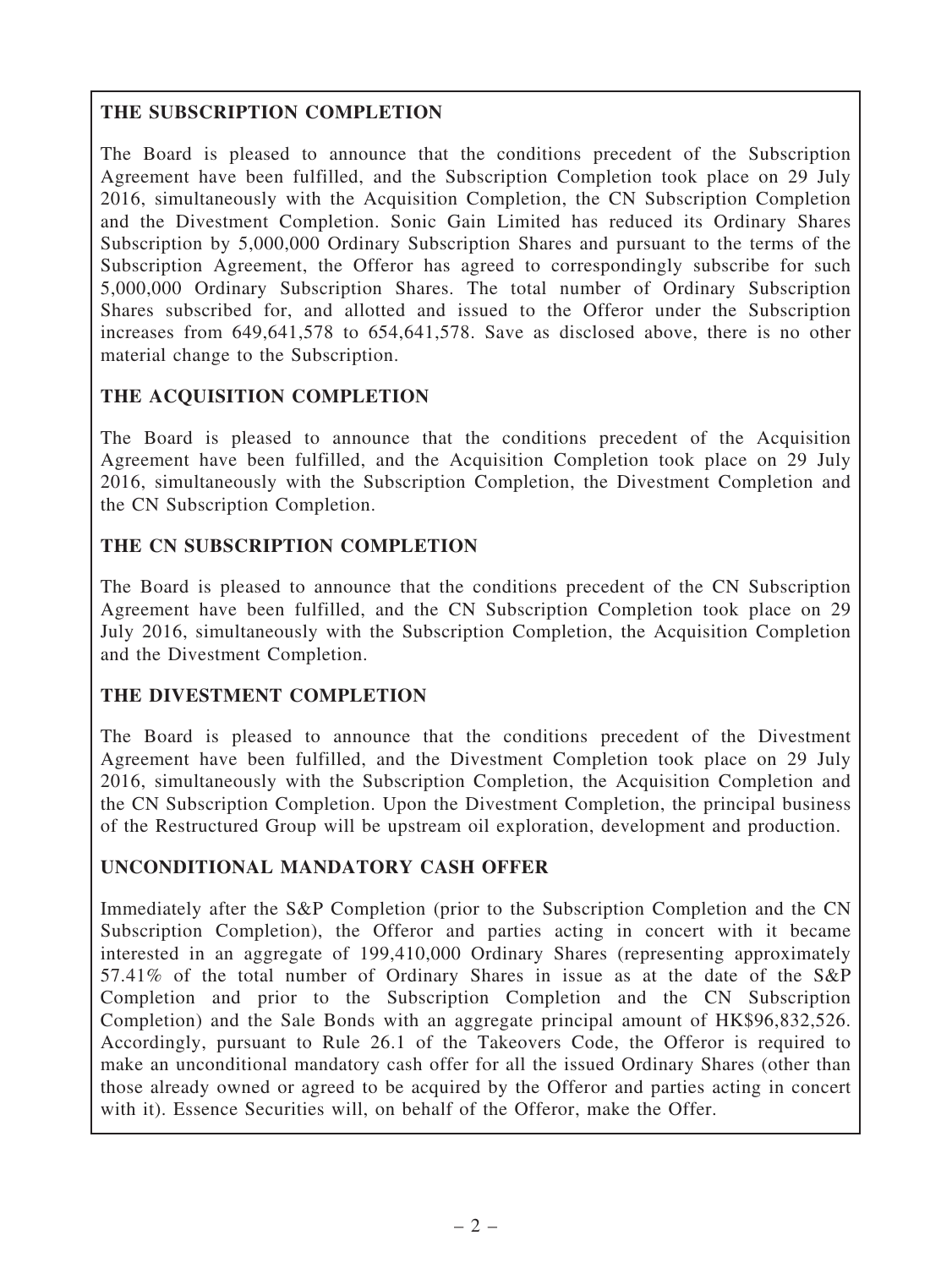**THE SUBSCRIPTION COMPLETION**

The Board is pleased to announce that the conditions precedent of the Subscription Agreement have been fulfilled, and the Subscription Completion took place on 29 July 2016, simultaneously with the Acquisition Completion, the CN Subscription Completion and the Divestment Completion. Sonic Gain Limited has reduced its Ordinary Shares Subscription by 5,000,000 Ordinary Subscription Shares and pursuant to the terms of the Subscription Agreement, the Offeror has agreed to correspondingly subscribe for such 5,000,000 Ordinary Subscription Shares. The total number of Ordinary Subscription Shares subscribed for, and allotted and issued to the Offeror under the Subscription increases from 649,641,578 to 654,641,578. Save as disclosed above, there is no other material change to the Subscription.

**THE ACQUISITION COMPLETION**

The Board is pleased to announce that the conditions precedent of the Acquisition Agreement have been fulfilled, and the Acquisition Completion took place on 29 July 2016, simultaneously with the Subscription Completion, the Divestment Completion and the CN Subscription Completion.

**THE CN SUBSCRIPTION COMPLETION**

The Board is pleased to announce that the conditions precedent of the CN Subscription Agreement have been fulfilled, and the CN Subscription Completion took place on 29 July 2016, simultaneously with the Subscription Completion, the Acquisition Completion and the Divestment Completion.

**THE DIVESTMENT COMPLETION**

The Board is pleased to announce that the conditions precedent of the Divestment Agreement have been fulfilled, and the Divestment Completion took place on 29 July 2016, simultaneously with the Subscription Completion, the Acquisition Completion and the CN Subscription Completion. Upon the Divestment Completion, the principal business of the Restructured Group will be upstream oil exploration, development and production.

**UNCONDITIONAL MANDATORY CASH OFFER**

Immediately after the S&P Completion (prior to the Subscription Completion and the CN Subscription Completion), the Offeror and parties acting in concert with it became interested in an aggregate of 199,410,000 Ordinary Shares (representing approximately 57.41% of the total number of Ordinary Shares in issue as at the date of the S&P Completion and prior to the Subscription Completion and the CN Subscription Completion) and the Sale Bonds with an aggregate principal amount of HK$96,832,526. Accordingly, pursuant to Rule 26.1 of the Takeovers Code, the Offeror is required to make an unconditional mandatory cash offer for all the issued Ordinary Shares (other than those already owned or agreed to be acquired by the Offeror and parties acting in concert with it). Essence Securities will, on behalf of the Offeror, make the Offer.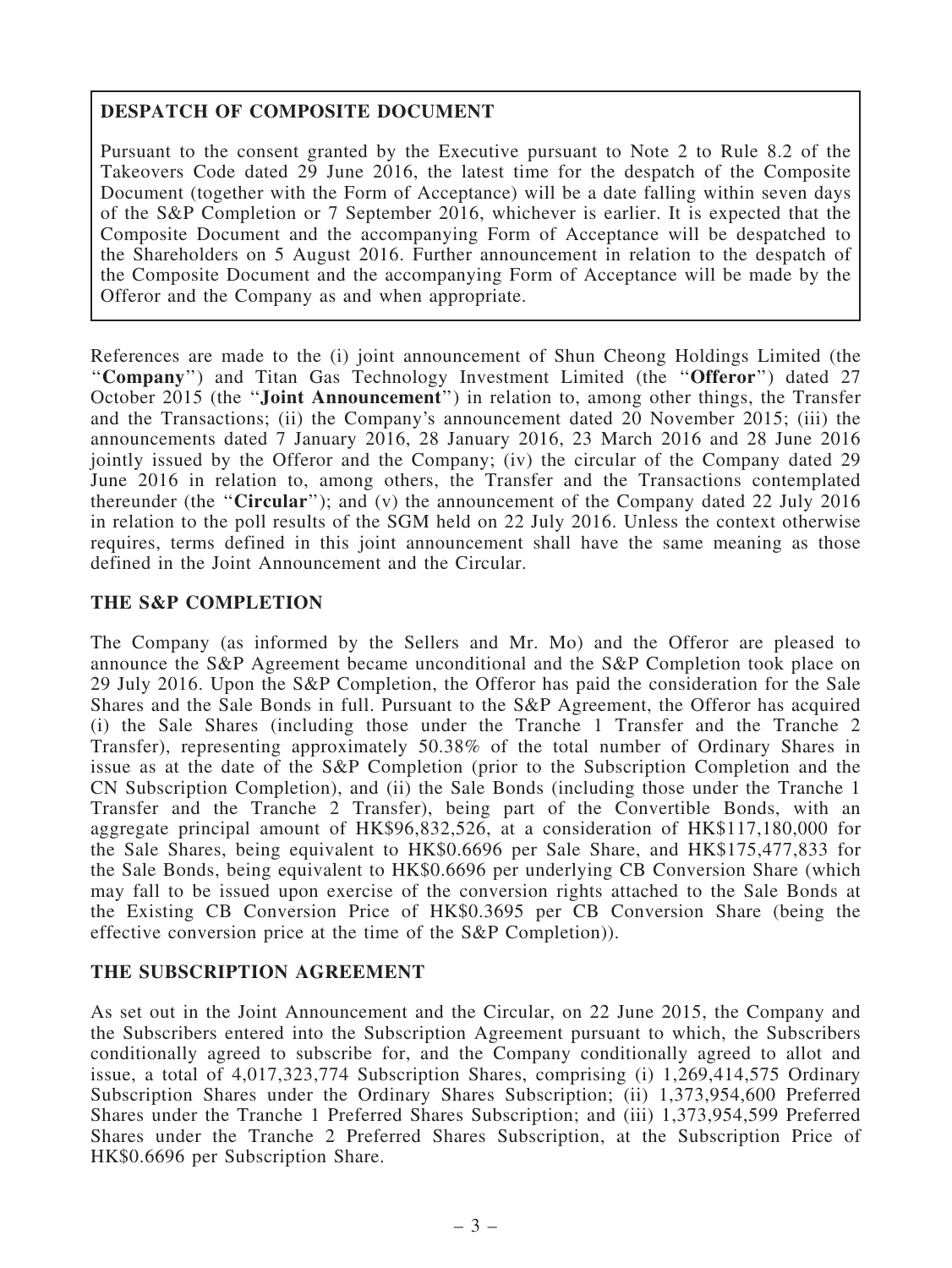**DESPATCH OF COMPOSITE DOCUMENT**

Pursuant to the consent granted by the Executive pursuant to Note 2 to Rule 8.2 of the Takeovers Code dated 29 June 2016, the latest time for the despatch of the Composite Document (together with the Form of Acceptance) will be a date falling within seven days of the S&P Completion or 7 September 2016, whichever is earlier. It is expected that the Composite Document and the accompanying Form of Acceptance will be despatched to the Shareholders on 5 August 2016. Further announcement in relation to the despatch of the Composite Document and the accompanying Form of Acceptance will be made by the Offeror and the Company as and when appropriate.

References are made to the (i) joint announcement of Shun Cheong Holdings Limited (the "**Company**") and Titan Gas Technology Investment Limited (the "**Offeror**") dated 27 October 2015 (the "**Joint Announcement**") in relation to, among other things, the Transfer and the Transactions; (ii) the Company's announcement dated 20 November 2015; (iii) the announcements dated 7 January 2016, 28 January 2016, 23 March 2016 and 28 June 2016 jointly issued by the Offeror and the Company; (iv) the circular of the Company dated 29 June 2016 in relation to, among others, the Transfer and the Transactions contemplated thereunder (the "**Circular**"); and (v) the announcement of the Company dated 22 July 2016 in relation to the poll results of the SGM held on 22 July 2016. Unless the context otherwise requires, terms defined in this joint announcement shall have the same meaning as those defined in the Joint Announcement and the Circular.

## THE S&P COMPLETION

The Company (as informed by the Sellers and Mr. Mo) and the Offeror are pleased to announce the S&P Agreement became unconditional and the S&P Completion took place on 29 July 2016. Upon the S&P Completion, the Offeror has paid the consideration for the Sale Shares and the Sale Bonds in full. Pursuant to the S&P Agreement, the Offeror has acquired (i) the Sale Shares (including those under the Tranche 1 Transfer and the Tranche 2 Transfer), representing approximately 50.38% of the total number of Ordinary Shares in issue as at the date of the S&P Completion (prior to the Subscription Completion and the CN Subscription Completion), and (ii) the Sale Bonds (including those under the Tranche 1 Transfer and the Tranche 2 Transfer), being part of the Convertible Bonds, with an aggregate principal amount of HK$96,832,526, at a consideration of HK$117,180,000 for the Sale Shares, being equivalent to HK$0.6696 per Sale Share, and HK$175,477,833 for the Sale Bonds, being equivalent to HK$0.6696 per underlying CB Conversion Share (which may fall to be issued upon exercise of the conversion rights attached to the Sale Bonds at the Existing CB Conversion Price of HK$0.3695 per CB Conversion Share (being the effective conversion price at the time of the S&P Completion)).

## THE SUBSCRIPTION AGREEMENT

As set out in the Joint Announcement and the Circular, on 22 June 2015, the Company and the Subscribers entered into the Subscription Agreement pursuant to which, the Subscribers conditionally agreed to subscribe for, and the Company conditionally agreed to allot and issue, a total of 4,017,323,774 Subscription Shares, comprising (i) 1,269,414,575 Ordinary Subscription Shares under the Ordinary Shares Subscription; (ii) 1,373,954,600 Preferred Shares under the Tranche 1 Preferred Shares Subscription; and (iii) 1,373,954,599 Preferred Shares under the Tranche 2 Preferred Shares Subscription, at the Subscription Price of HK$0.6696 per Subscription Share.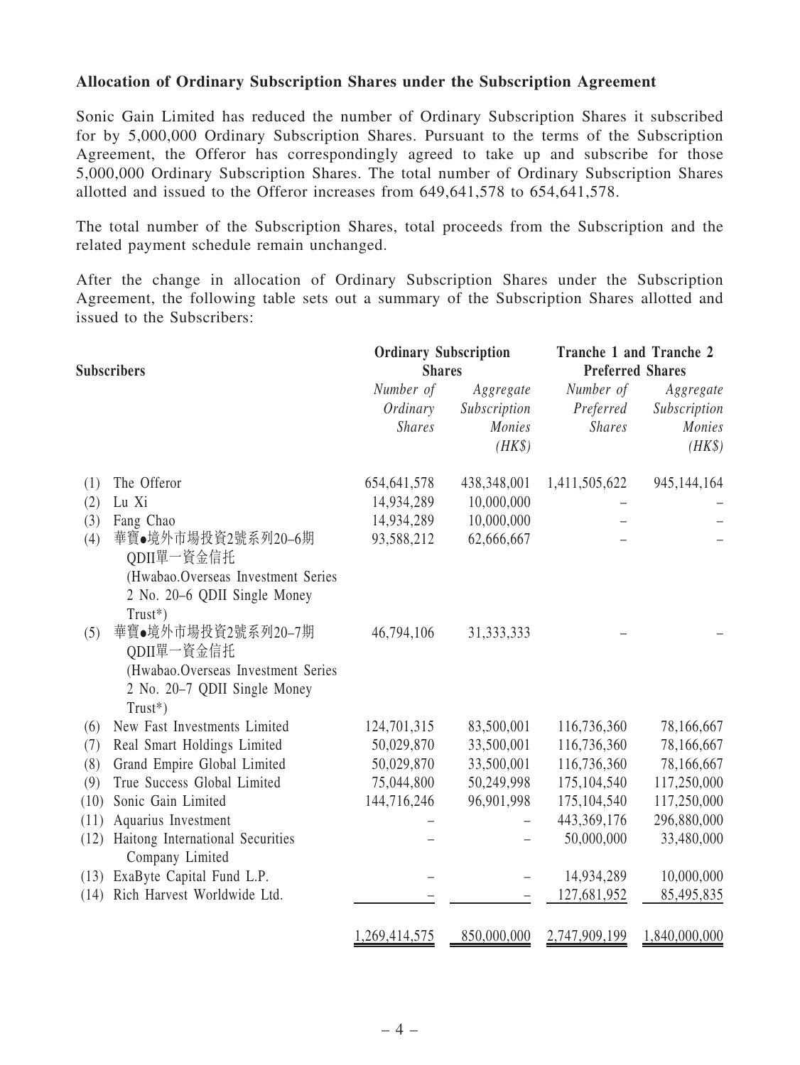**Allocation of Ordinary Subscription Shares under the Subscription Agreement**

Sonic Gain Limited has reduced the number of Ordinary Subscription Shares it subscribed for by 5,000,000 Ordinary Subscription Shares. Pursuant to the terms of the Subscription Agreement, the Offeror has correspondingly agreed to take up and subscribe for those 5,000,000 Ordinary Subscription Shares. The total number of Ordinary Subscription Shares allotted and issued to the Offeror increases from 649,641,578 to 654,641,578.

The total number of the Subscription Shares, total proceeds from the Subscription and the related payment schedule remain unchanged.

After the change in allocation of Ordinary Subscription Shares under the Subscription Agreement, the following table sets out a summary of the Subscription Shares allotted and issued to the Subscribers:

| | Subscribers | Ordinary Subscription Shares | | Tranche 1 and Tranche 2 Preferred Shares | |
|---|---|---|---|---|---|
| | | *Number of Ordinary Shares* | *Aggregate Subscription Monies (HK$)* | *Number of Preferred Shares* | *Aggregate Subscription Monies (HK$)* |
| (1) | The Offeror | 654,641,578 | 438,348,001 | 1,411,505,622 | 945,144,164 |
| (2) | Lu Xi | 14,934,289 | 10,000,000 | – | – |
| (3) | Fang Chao | 14,934,289 | 10,000,000 | – | – |
| (4) | 華寶●境外市場投資2號系列20–6期QDII單一資金信托 (Hwabao.Overseas Investment Series 2 No. 20–6 QDII Single Money Trust*) | 93,588,212 | 62,666,667 | – | – |
| (5) | 華寶●境外市場投資2號系列20–7期QDII單一資金信托 (Hwabao.Overseas Investment Series 2 No. 20–7 QDII Single Money Trust*) | 46,794,106 | 31,333,333 | – | – |
| (6) | New Fast Investments Limited | 124,701,315 | 83,500,001 | 116,736,360 | 78,166,667 |
| (7) | Real Smart Holdings Limited | 50,029,870 | 33,500,001 | 116,736,360 | 78,166,667 |
| (8) | Grand Empire Global Limited | 50,029,870 | 33,500,001 | 116,736,360 | 78,166,667 |
| (9) | True Success Global Limited | 75,044,800 | 50,249,998 | 175,104,540 | 117,250,000 |
| (10) | Sonic Gain Limited | 144,716,246 | 96,901,998 | 175,104,540 | 117,250,000 |
| (11) | Aquarius Investment | – | – | 443,369,176 | 296,880,000 |
| (12) | Haitong International Securities Company Limited | – | – | 50,000,000 | 33,480,000 |
| (13) | ExaByte Capital Fund L.P. | – | – | 14,934,289 | 10,000,000 |
| (14) | Rich Harvest Worldwide Ltd. | – | – | 127,681,952 | 85,495,835 |
| | | 1,269,414,575 | 850,000,000 | 2,747,909,199 | 1,840,000,000 |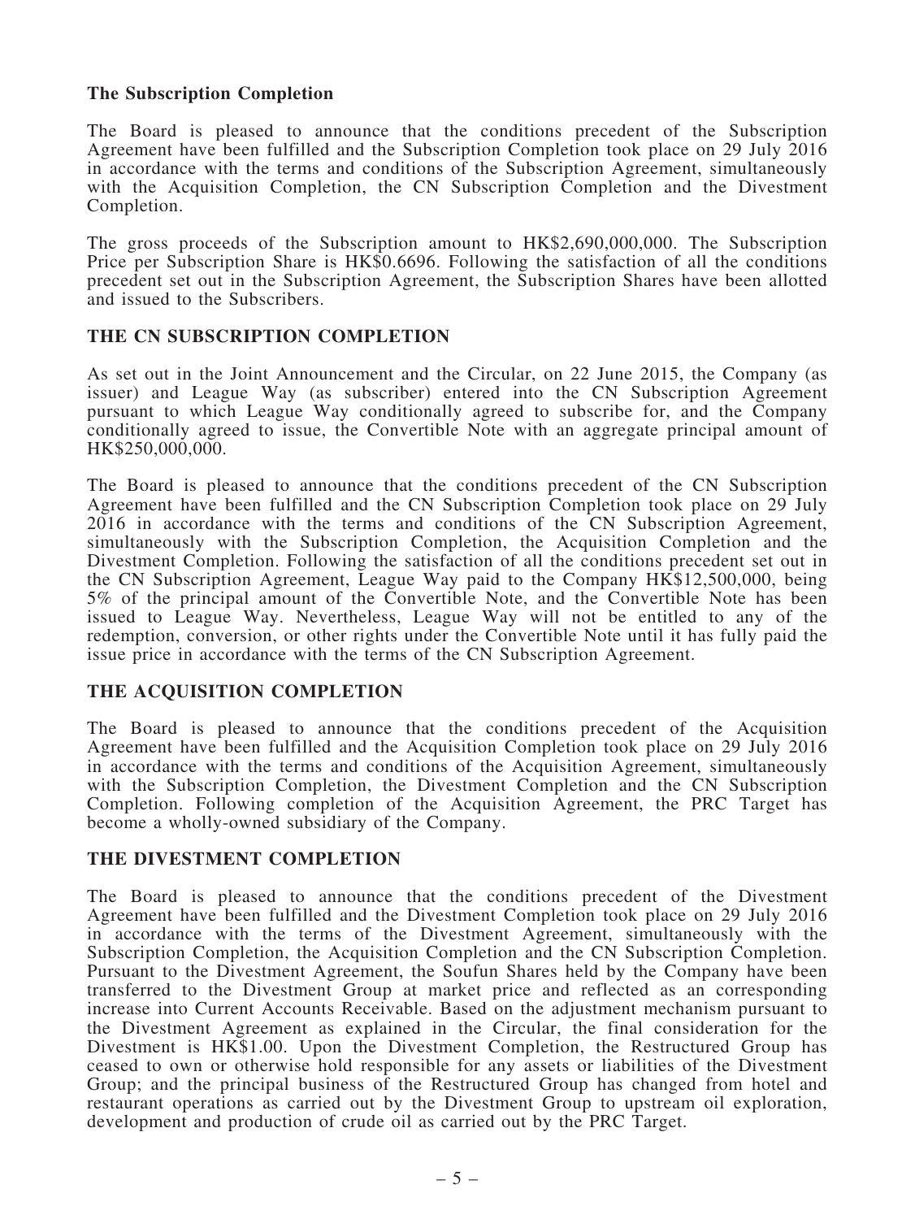### The Subscription Completion

The Board is pleased to announce that the conditions precedent of the Subscription Agreement have been fulfilled and the Subscription Completion took place on 29 July 2016 in accordance with the terms and conditions of the Subscription Agreement, simultaneously with the Acquisition Completion, the CN Subscription Completion and the Divestment Completion.

The gross proceeds of the Subscription amount to HK$2,690,000,000. The Subscription Price per Subscription Share is HK$0.6696. Following the satisfaction of all the conditions precedent set out in the Subscription Agreement, the Subscription Shares have been allotted and issued to the Subscribers.

## THE CN SUBSCRIPTION COMPLETION

As set out in the Joint Announcement and the Circular, on 22 June 2015, the Company (as issuer) and League Way (as subscriber) entered into the CN Subscription Agreement pursuant to which League Way conditionally agreed to subscribe for, and the Company conditionally agreed to issue, the Convertible Note with an aggregate principal amount of HK$250,000,000.

The Board is pleased to announce that the conditions precedent of the CN Subscription Agreement have been fulfilled and the CN Subscription Completion took place on 29 July 2016 in accordance with the terms and conditions of the CN Subscription Agreement, simultaneously with the Subscription Completion, the Acquisition Completion and the Divestment Completion. Following the satisfaction of all the conditions precedent set out in the CN Subscription Agreement, League Way paid to the Company HK$12,500,000, being 5% of the principal amount of the Convertible Note, and the Convertible Note has been issued to League Way. Nevertheless, League Way will not be entitled to any of the redemption, conversion, or other rights under the Convertible Note until it has fully paid the issue price in accordance with the terms of the CN Subscription Agreement.

## THE ACQUISITION COMPLETION

The Board is pleased to announce that the conditions precedent of the Acquisition Agreement have been fulfilled and the Acquisition Completion took place on 29 July 2016 in accordance with the terms and conditions of the Acquisition Agreement, simultaneously with the Subscription Completion, the Divestment Completion and the CN Subscription Completion. Following completion of the Acquisition Agreement, the PRC Target has become a wholly-owned subsidiary of the Company.

## THE DIVESTMENT COMPLETION

The Board is pleased to announce that the conditions precedent of the Divestment Agreement have been fulfilled and the Divestment Completion took place on 29 July 2016 in accordance with the terms of the Divestment Agreement, simultaneously with the Subscription Completion, the Acquisition Completion and the CN Subscription Completion. Pursuant to the Divestment Agreement, the Soufun Shares held by the Company have been transferred to the Divestment Group at market price and reflected as an corresponding increase into Current Accounts Receivable. Based on the adjustment mechanism pursuant to the Divestment Agreement as explained in the Circular, the final consideration for the Divestment is HK$1.00. Upon the Divestment Completion, the Restructured Group has ceased to own or otherwise hold responsible for any assets or liabilities of the Divestment Group; and the principal business of the Restructured Group has changed from hotel and restaurant operations as carried out by the Divestment Group to upstream oil exploration, development and production of crude oil as carried out by the PRC Target.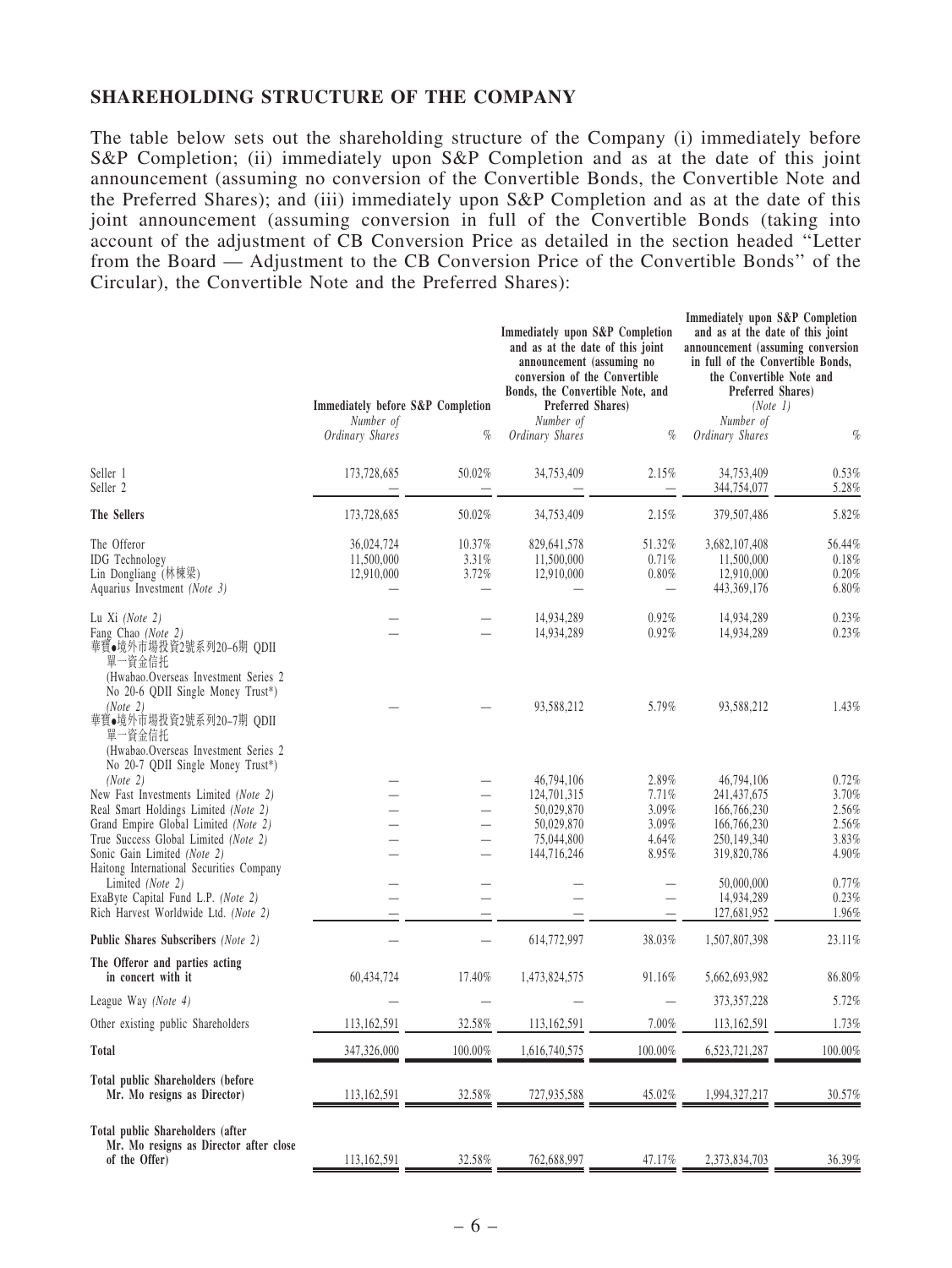## SHAREHOLDING STRUCTURE OF THE COMPANY

The table below sets out the shareholding structure of the Company (i) immediately before S&P Completion; (ii) immediately upon S&P Completion and as at the date of this joint announcement (assuming no conversion of the Convertible Bonds, the Convertible Note and the Preferred Shares); and (iii) immediately upon S&P Completion and as at the date of this joint announcement (assuming conversion in full of the Convertible Bonds (taking into account of the adjustment of CB Conversion Price as detailed in the section headed "Letter from the Board — Adjustment to the CB Conversion Price of the Convertible Bonds" of the Circular), the Convertible Note and the Preferred Shares):

| | Immediately before S&P Completion | | Immediately upon S&P Completion and as at the date of this joint announcement (assuming no conversion of the Convertible Bonds, the Convertible Note, and Preferred Shares) | | Immediately upon S&P Completion and as at the date of this joint announcement (assuming conversion in full of the Convertible Bonds, the Convertible Note and Preferred Shares) *(Note 1)* | |
|---|---|---|---|---|---|---|
| | *Number of Ordinary Shares* | *%* | *Number of Ordinary Shares* | *%* | *Number of Ordinary Shares* | *%* |
| Seller 1 | 173,728,685 | 50.02% | 34,753,409 | 2.15% | 34,753,409 | 0.53% |
| Seller 2 | — | — | — | — | 344,754,077 | 5.28% |
| **The Sellers** | 173,728,685 | 50.02% | 34,753,409 | 2.15% | 379,507,486 | 5.82% |
| The Offeror | 36,024,724 | 10.37% | 829,641,578 | 51.32% | 3,682,107,408 | 56.44% |
| IDG Technology | 11,500,000 | 3.31% | 11,500,000 | 0.71% | 11,500,000 | 0.18% |
| Lin Dongliang (林棟梁) | 12,910,000 | 3.72% | 12,910,000 | 0.80% | 12,910,000 | 0.20% |
| Aquarius Investment *(Note 3)* | — | — | — | — | 443,369,176 | 6.80% |
| Lu Xi *(Note 2)* | — | — | 14,934,289 | 0.92% | 14,934,289 | 0.23% |
| Fang Chao *(Note 2)* | — | — | 14,934,289 | 0.92% | 14,934,289 | 0.23% |
| 華寶●境外市場投資2號系列20–6期 QDII 單一資金信托 (Hwabao.Overseas Investment Series 2 No 20-6 QDII Single Money Trust*) *(Note 2)* | — | — | 93,588,212 | 5.79% | 93,588,212 | 1.43% |
| 華寶●境外市場投資2號系列20–7期 QDII 單一資金信托 (Hwabao.Overseas Investment Series 2 No 20-7 QDII Single Money Trust*) *(Note 2)* | — | — | 46,794,106 | 2.89% | 46,794,106 | 0.72% |
| New Fast Investments Limited *(Note 2)* | — | — | 124,701,315 | 7.71% | 241,437,675 | 3.70% |
| Real Smart Holdings Limited *(Note 2)* | — | — | 50,029,870 | 3.09% | 166,766,230 | 2.56% |
| Grand Empire Global Limited *(Note 2)* | — | — | 50,029,870 | 3.09% | 166,766,230 | 2.56% |
| True Success Global Limited *(Note 2)* | — | — | 75,044,800 | 4.64% | 250,149,340 | 3.83% |
| Sonic Gain Limited *(Note 2)* | — | — | 144,716,246 | 8.95% | 319,820,786 | 4.90% |
| Haitong International Securities Company Limited *(Note 2)* | — | — | — | — | 50,000,000 | 0.77% |
| ExaByte Capital Fund L.P. *(Note 2)* | — | — | — | — | 14,934,289 | 0.23% |
| Rich Harvest Worldwide Ltd. *(Note 2)* | — | — | — | — | 127,681,952 | 1.96% |
| **Public Shares Subscribers** *(Note 2)* | — | — | 614,772,997 | 38.03% | 1,507,807,398 | 23.11% |
| **The Offeror and parties acting in concert with it** | 60,434,724 | 17.40% | 1,473,824,575 | 91.16% | 5,662,693,982 | 86.80% |
| League Way *(Note 4)* | — | — | — | — | 373,357,228 | 5.72% |
| Other existing public Shareholders | 113,162,591 | 32.58% | 113,162,591 | 7.00% | 113,162,591 | 1.73% |
| **Total** | 347,326,000 | 100.00% | 1,616,740,575 | 100.00% | 6,523,721,287 | 100.00% |
| **Total public Shareholders (before Mr. Mo resigns as Director)** | 113,162,591 | 32.58% | 727,935,588 | 45.02% | 1,994,327,217 | 30.57% |
| **Total public Shareholders (after Mr. Mo resigns as Director after close of the Offer)** | 113,162,591 | 32.58% | 762,688,997 | 47.17% | 2,373,834,703 | 36.39% |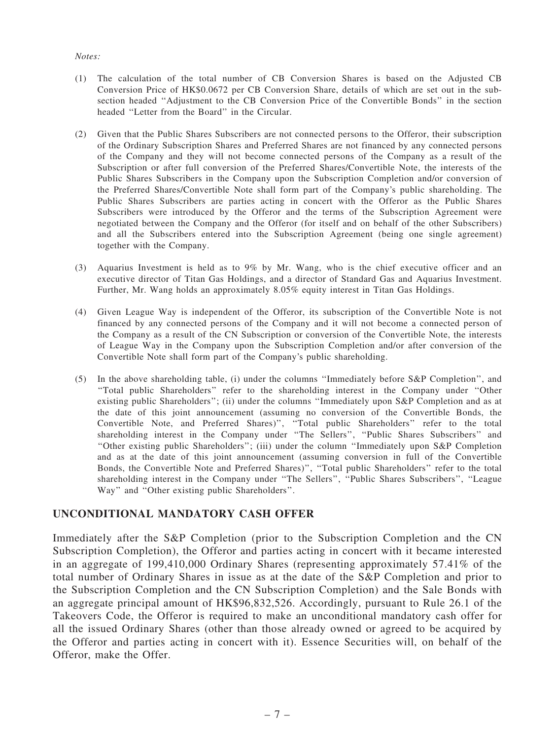*Notes:*

(1) The calculation of the total number of CB Conversion Shares is based on the Adjusted CB Conversion Price of HK$0.0672 per CB Conversion Share, details of which are set out in the sub-section headed ''Adjustment to the CB Conversion Price of the Convertible Bonds'' in the section headed ''Letter from the Board'' in the Circular.

(2) Given that the Public Shares Subscribers are not connected persons to the Offeror, their subscription of the Ordinary Subscription Shares and Preferred Shares are not financed by any connected persons of the Company and they will not become connected persons of the Company as a result of the Subscription or after full conversion of the Preferred Shares/Convertible Note, the interests of the Public Shares Subscribers in the Company upon the Subscription Completion and/or conversion of the Preferred Shares/Convertible Note shall form part of the Company's public shareholding. The Public Shares Subscribers are parties acting in concert with the Offeror as the Public Shares Subscribers were introduced by the Offeror and the terms of the Subscription Agreement were negotiated between the Company and the Offeror (for itself and on behalf of the other Subscribers) and all the Subscribers entered into the Subscription Agreement (being one single agreement) together with the Company.

(3) Aquarius Investment is held as to 9% by Mr. Wang, who is the chief executive officer and an executive director of Titan Gas Holdings, and a director of Standard Gas and Aquarius Investment. Further, Mr. Wang holds an approximately 8.05% equity interest in Titan Gas Holdings.

(4) Given League Way is independent of the Offeror, its subscription of the Convertible Note is not financed by any connected persons of the Company and it will not become a connected person of the Company as a result of the CN Subscription or conversion of the Convertible Note, the interests of League Way in the Company upon the Subscription Completion and/or after conversion of the Convertible Note shall form part of the Company's public shareholding.

(5) In the above shareholding table, (i) under the columns ''Immediately before S&P Completion'', and ''Total public Shareholders'' refer to the shareholding interest in the Company under ''Other existing public Shareholders''; (ii) under the columns ''Immediately upon S&P Completion and as at the date of this joint announcement (assuming no conversion of the Convertible Bonds, the Convertible Note, and Preferred Shares)'', ''Total public Shareholders'' refer to the total shareholding interest in the Company under ''The Sellers'', ''Public Shares Subscribers'' and ''Other existing public Shareholders''; (iii) under the column ''Immediately upon S&P Completion and as at the date of this joint announcement (assuming conversion in full of the Convertible Bonds, the Convertible Note and Preferred Shares)'', ''Total public Shareholders'' refer to the total shareholding interest in the Company under ''The Sellers'', ''Public Shares Subscribers'', ''League Way'' and ''Other existing public Shareholders''.

## UNCONDITIONAL MANDATORY CASH OFFER

Immediately after the S&P Completion (prior to the Subscription Completion and the CN Subscription Completion), the Offeror and parties acting in concert with it became interested in an aggregate of 199,410,000 Ordinary Shares (representing approximately 57.41% of the total number of Ordinary Shares in issue as at the date of the S&P Completion and prior to the Subscription Completion and the CN Subscription Completion) and the Sale Bonds with an aggregate principal amount of HK$96,832,526. Accordingly, pursuant to Rule 26.1 of the Takeovers Code, the Offeror is required to make an unconditional mandatory cash offer for all the issued Ordinary Shares (other than those already owned or agreed to be acquired by the Offeror and parties acting in concert with it). Essence Securities will, on behalf of the Offeror, make the Offer.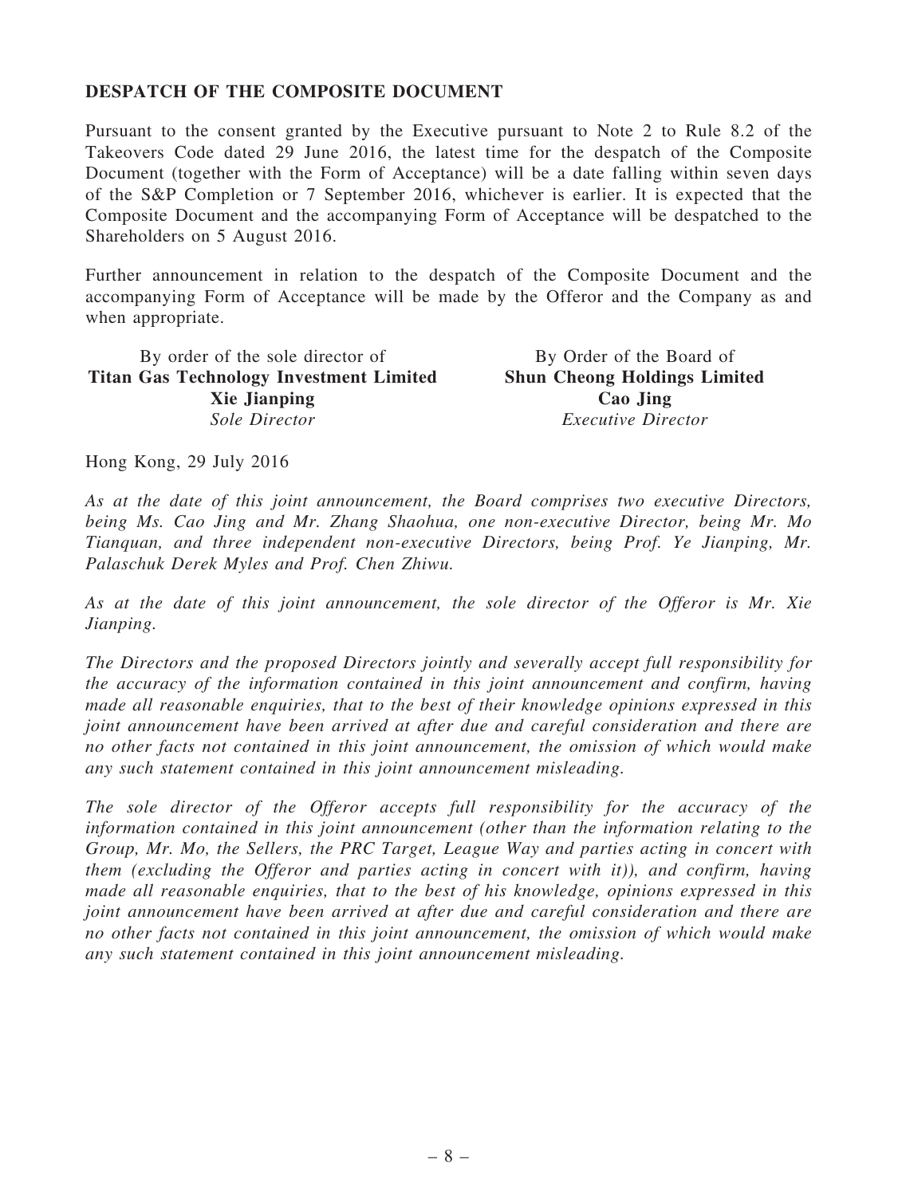## DESPATCH OF THE COMPOSITE DOCUMENT

Pursuant to the consent granted by the Executive pursuant to Note 2 to Rule 8.2 of the Takeovers Code dated 29 June 2016, the latest time for the despatch of the Composite Document (together with the Form of Acceptance) will be a date falling within seven days of the S&P Completion or 7 September 2016, whichever is earlier. It is expected that the Composite Document and the accompanying Form of Acceptance will be despatched to the Shareholders on 5 August 2016.

Further announcement in relation to the despatch of the Composite Document and the accompanying Form of Acceptance will be made by the Offeror and the Company as and when appropriate.

By order of the sole director of
**Titan Gas Technology Investment Limited**
**Xie Jianping**
*Sole Director*

By Order of the Board of
**Shun Cheong Holdings Limited**
**Cao Jing**
*Executive Director*

Hong Kong, 29 July 2016

*As at the date of this joint announcement, the Board comprises two executive Directors, being Ms. Cao Jing and Mr. Zhang Shaohua, one non-executive Director, being Mr. Mo Tianquan, and three independent non-executive Directors, being Prof. Ye Jianping, Mr. Palaschuk Derek Myles and Prof. Chen Zhiwu.*

*As at the date of this joint announcement, the sole director of the Offeror is Mr. Xie Jianping.*

*The Directors and the proposed Directors jointly and severally accept full responsibility for the accuracy of the information contained in this joint announcement and confirm, having made all reasonable enquiries, that to the best of their knowledge opinions expressed in this joint announcement have been arrived at after due and careful consideration and there are no other facts not contained in this joint announcement, the omission of which would make any such statement contained in this joint announcement misleading.*

*The sole director of the Offeror accepts full responsibility for the accuracy of the information contained in this joint announcement (other than the information relating to the Group, Mr. Mo, the Sellers, the PRC Target, League Way and parties acting in concert with them (excluding the Offeror and parties acting in concert with it)), and confirm, having made all reasonable enquiries, that to the best of his knowledge, opinions expressed in this joint announcement have been arrived at after due and careful consideration and there are no other facts not contained in this joint announcement, the omission of which would make any such statement contained in this joint announcement misleading.*